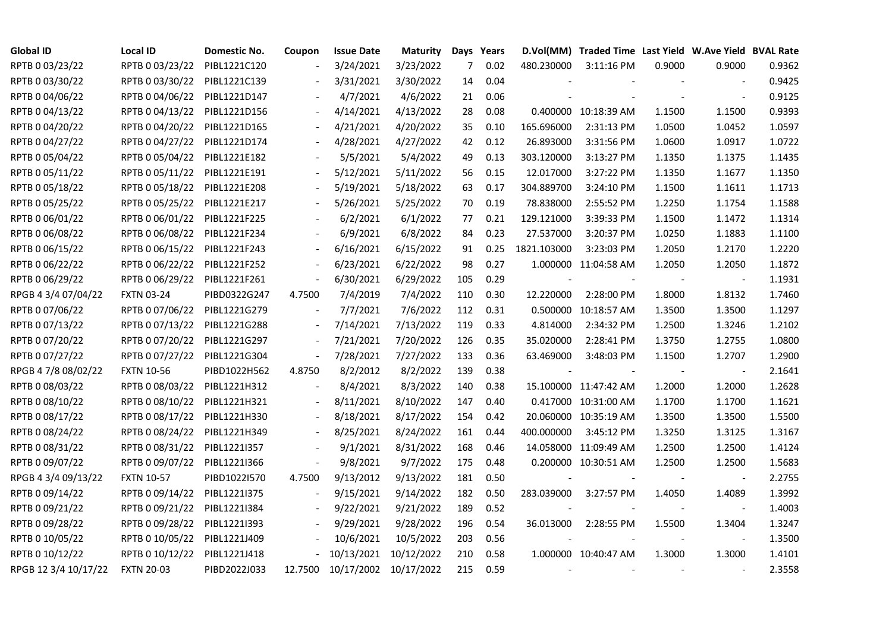| Global ID | Local ID | Domestic No. | Coupon | Issue Date | Maturity | Days | Years | D.Vol(MM) | Traded Time | Last Yield | W.Ave Yield | BVAL Rate |
|---|---|---|---|---|---|---|---|---|---|---|---|---|
| RPTB 0 03/23/22 | RPTB 0 03/23/22 | PIBL1221C120 | - | 3/24/2021 | 3/23/2022 | 7 | 0.02 | 480.230000 | 3:11:16 PM | 0.9000 | 0.9000 | 0.9362 |
| RPTB 0 03/30/22 | RPTB 0 03/30/22 | PIBL1221C139 | - | 3/31/2021 | 3/30/2022 | 14 | 0.04 | - | - | - | - | 0.9425 |
| RPTB 0 04/06/22 | RPTB 0 04/06/22 | PIBL1221D147 | - | 4/7/2021 | 4/6/2022 | 21 | 0.06 | - | - | - | - | 0.9125 |
| RPTB 0 04/13/22 | RPTB 0 04/13/22 | PIBL1221D156 | - | 4/14/2021 | 4/13/2022 | 28 | 0.08 | 0.400000 | 10:18:39 AM | 1.1500 | 1.1500 | 0.9393 |
| RPTB 0 04/20/22 | RPTB 0 04/20/22 | PIBL1221D165 | - | 4/21/2021 | 4/20/2022 | 35 | 0.10 | 165.696000 | 2:31:13 PM | 1.0500 | 1.0452 | 1.0597 |
| RPTB 0 04/27/22 | RPTB 0 04/27/22 | PIBL1221D174 | - | 4/28/2021 | 4/27/2022 | 42 | 0.12 | 26.893000 | 3:31:56 PM | 1.0600 | 1.0917 | 1.0722 |
| RPTB 0 05/04/22 | RPTB 0 05/04/22 | PIBL1221E182 | - | 5/5/2021 | 5/4/2022 | 49 | 0.13 | 303.120000 | 3:13:27 PM | 1.1350 | 1.1375 | 1.1435 |
| RPTB 0 05/11/22 | RPTB 0 05/11/22 | PIBL1221E191 | - | 5/12/2021 | 5/11/2022 | 56 | 0.15 | 12.017000 | 3:27:22 PM | 1.1350 | 1.1677 | 1.1350 |
| RPTB 0 05/18/22 | RPTB 0 05/18/22 | PIBL1221E208 | - | 5/19/2021 | 5/18/2022 | 63 | 0.17 | 304.889700 | 3:24:10 PM | 1.1500 | 1.1611 | 1.1713 |
| RPTB 0 05/25/22 | RPTB 0 05/25/22 | PIBL1221E217 | - | 5/26/2021 | 5/25/2022 | 70 | 0.19 | 78.838000 | 2:55:52 PM | 1.2250 | 1.1754 | 1.1588 |
| RPTB 0 06/01/22 | RPTB 0 06/01/22 | PIBL1221F225 | - | 6/2/2021 | 6/1/2022 | 77 | 0.21 | 129.121000 | 3:39:33 PM | 1.1500 | 1.1472 | 1.1314 |
| RPTB 0 06/08/22 | RPTB 0 06/08/22 | PIBL1221F234 | - | 6/9/2021 | 6/8/2022 | 84 | 0.23 | 27.537000 | 3:20:37 PM | 1.0250 | 1.1883 | 1.1100 |
| RPTB 0 06/15/22 | RPTB 0 06/15/22 | PIBL1221F243 | - | 6/16/2021 | 6/15/2022 | 91 | 0.25 | 1821.103000 | 3:23:03 PM | 1.2050 | 1.2170 | 1.2220 |
| RPTB 0 06/22/22 | RPTB 0 06/22/22 | PIBL1221F252 | - | 6/23/2021 | 6/22/2022 | 98 | 0.27 | 1.000000 | 11:04:58 AM | 1.2050 | 1.2050 | 1.1872 |
| RPTB 0 06/29/22 | RPTB 0 06/29/22 | PIBL1221F261 | - | 6/30/2021 | 6/29/2022 | 105 | 0.29 | - | - | - | - | 1.1931 |
| RPGB 4 3/4 07/04/22 | FXTN 03-24 | PIBD0322G247 | 4.7500 | 7/4/2019 | 7/4/2022 | 110 | 0.30 | 12.220000 | 2:28:00 PM | 1.8000 | 1.8132 | 1.7460 |
| RPTB 0 07/06/22 | RPTB 0 07/06/22 | PIBL1221G279 | - | 7/7/2021 | 7/6/2022 | 112 | 0.31 | 0.500000 | 10:18:57 AM | 1.3500 | 1.3500 | 1.1297 |
| RPTB 0 07/13/22 | RPTB 0 07/13/22 | PIBL1221G288 | - | 7/14/2021 | 7/13/2022 | 119 | 0.33 | 4.814000 | 2:34:32 PM | 1.2500 | 1.3246 | 1.2102 |
| RPTB 0 07/20/22 | RPTB 0 07/20/22 | PIBL1221G297 | - | 7/21/2021 | 7/20/2022 | 126 | 0.35 | 35.020000 | 2:28:41 PM | 1.3750 | 1.2755 | 1.0800 |
| RPTB 0 07/27/22 | RPTB 0 07/27/22 | PIBL1221G304 | - | 7/28/2021 | 7/27/2022 | 133 | 0.36 | 63.469000 | 3:48:03 PM | 1.1500 | 1.2707 | 1.2900 |
| RPGB 4 7/8 08/02/22 | FXTN 10-56 | PIBD1022H562 | 4.8750 | 8/2/2012 | 8/2/2022 | 139 | 0.38 | - | - | - | - | 2.1641 |
| RPTB 0 08/03/22 | RPTB 0 08/03/22 | PIBL1221H312 | - | 8/4/2021 | 8/3/2022 | 140 | 0.38 | 15.100000 | 11:47:42 AM | 1.2000 | 1.2000 | 1.2628 |
| RPTB 0 08/10/22 | RPTB 0 08/10/22 | PIBL1221H321 | - | 8/11/2021 | 8/10/2022 | 147 | 0.40 | 0.417000 | 10:31:00 AM | 1.1700 | 1.1700 | 1.1621 |
| RPTB 0 08/17/22 | RPTB 0 08/17/22 | PIBL1221H330 | - | 8/18/2021 | 8/17/2022 | 154 | 0.42 | 20.060000 | 10:35:19 AM | 1.3500 | 1.3500 | 1.5500 |
| RPTB 0 08/24/22 | RPTB 0 08/24/22 | PIBL1221H349 | - | 8/25/2021 | 8/24/2022 | 161 | 0.44 | 400.000000 | 3:45:12 PM | 1.3250 | 1.3125 | 1.3167 |
| RPTB 0 08/31/22 | RPTB 0 08/31/22 | PIBL1221I357 | - | 9/1/2021 | 8/31/2022 | 168 | 0.46 | 14.058000 | 11:09:49 AM | 1.2500 | 1.2500 | 1.4124 |
| RPTB 0 09/07/22 | RPTB 0 09/07/22 | PIBL1221I366 | - | 9/8/2021 | 9/7/2022 | 175 | 0.48 | 0.200000 | 10:30:51 AM | 1.2500 | 1.2500 | 1.5683 |
| RPGB 4 3/4 09/13/22 | FXTN 10-57 | PIBD1022I570 | 4.7500 | 9/13/2012 | 9/13/2022 | 181 | 0.50 | - | - | - | - | 2.2755 |
| RPTB 0 09/14/22 | RPTB 0 09/14/22 | PIBL1221I375 | - | 9/15/2021 | 9/14/2022 | 182 | 0.50 | 283.039000 | 3:27:57 PM | 1.4050 | 1.4089 | 1.3992 |
| RPTB 0 09/21/22 | RPTB 0 09/21/22 | PIBL1221I384 | - | 9/22/2021 | 9/21/2022 | 189 | 0.52 | - | - | - | - | 1.4003 |
| RPTB 0 09/28/22 | RPTB 0 09/28/22 | PIBL1221I393 | - | 9/29/2021 | 9/28/2022 | 196 | 0.54 | 36.013000 | 2:28:55 PM | 1.5500 | 1.3404 | 1.3247 |
| RPTB 0 10/05/22 | RPTB 0 10/05/22 | PIBL1221J409 | - | 10/6/2021 | 10/5/2022 | 203 | 0.56 | - | - | - | - | 1.3500 |
| RPTB 0 10/12/22 | RPTB 0 10/12/22 | PIBL1221J418 | - | 10/13/2021 | 10/12/2022 | 210 | 0.58 | 1.000000 | 10:40:47 AM | 1.3000 | 1.3000 | 1.4101 |
| RPGB 12 3/4 10/17/22 | FXTN 20-03 | PIBD2022J033 | 12.7500 | 10/17/2002 | 10/17/2022 | 215 | 0.59 | - | - | - | - | 2.3558 |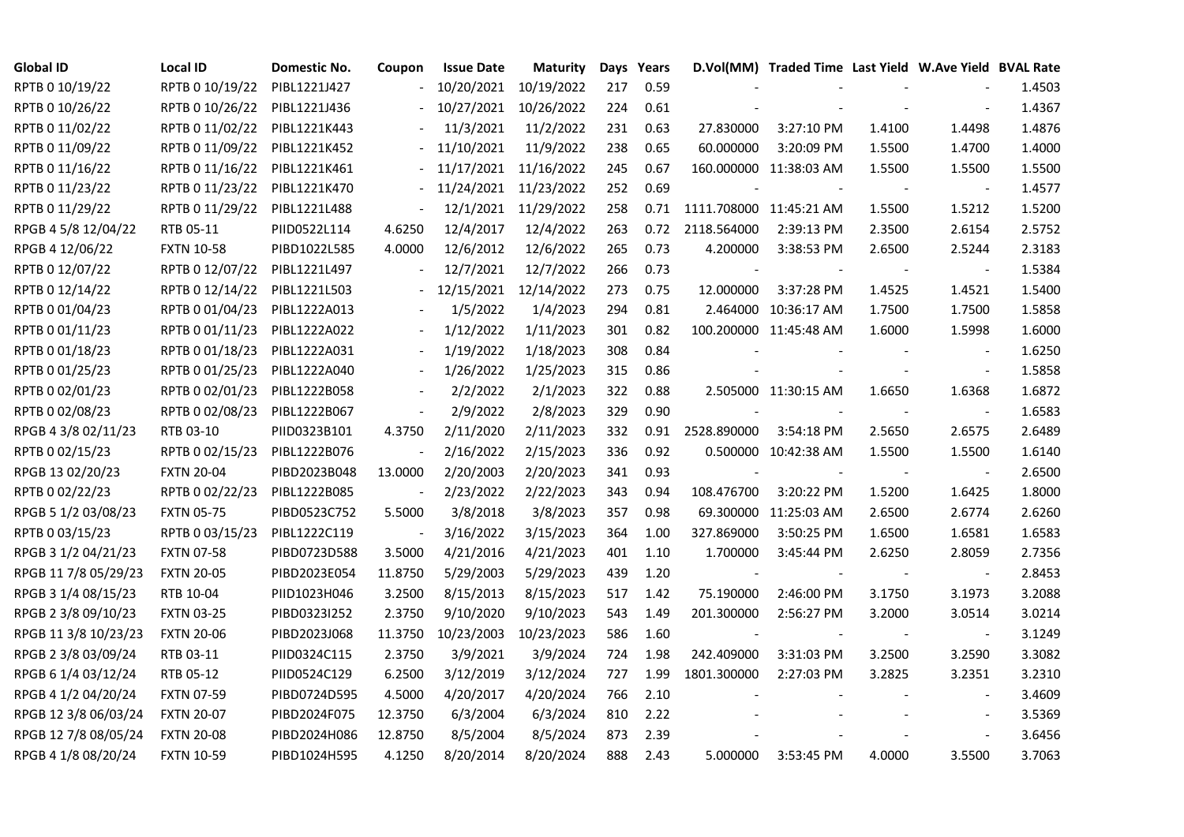| Global ID | Local ID | Domestic No. | Coupon | Issue Date | Maturity | Days | Years | D.Vol(MM) | Traded Time | Last Yield | W.Ave Yield | BVAL Rate |
|---|---|---|---|---|---|---|---|---|---|---|---|---|
| RPTB 0 10/19/22 | RPTB 0 10/19/22 | PIBL1221J427 | - | 10/20/2021 | 10/19/2022 | 217 | 0.59 | - | - | - | - | 1.4503 |
| RPTB 0 10/26/22 | RPTB 0 10/26/22 | PIBL1221J436 | - | 10/27/2021 | 10/26/2022 | 224 | 0.61 | - | - | - | - | 1.4367 |
| RPTB 0 11/02/22 | RPTB 0 11/02/22 | PIBL1221K443 | - | 11/3/2021 | 11/2/2022 | 231 | 0.63 | 27.830000 | 3:27:10 PM | 1.4100 | 1.4498 | 1.4876 |
| RPTB 0 11/09/22 | RPTB 0 11/09/22 | PIBL1221K452 | - | 11/10/2021 | 11/9/2022 | 238 | 0.65 | 60.000000 | 3:20:09 PM | 1.5500 | 1.4700 | 1.4000 |
| RPTB 0 11/16/22 | RPTB 0 11/16/22 | PIBL1221K461 | - | 11/17/2021 | 11/16/2022 | 245 | 0.67 | 160.000000 | 11:38:03 AM | 1.5500 | 1.5500 | 1.5500 |
| RPTB 0 11/23/22 | RPTB 0 11/23/22 | PIBL1221K470 | - | 11/24/2021 | 11/23/2022 | 252 | 0.69 | - | - | - | - | 1.4577 |
| RPTB 0 11/29/22 | RPTB 0 11/29/22 | PIBL1221L488 | - | 12/1/2021 | 11/29/2022 | 258 | 0.71 | 1111.708000 | 11:45:21 AM | 1.5500 | 1.5212 | 1.5200 |
| RPGB 4 5/8 12/04/22 | RTB 05-11 | PIID0522L114 | 4.6250 | 12/4/2017 | 12/4/2022 | 263 | 0.72 | 2118.564000 | 2:39:13 PM | 2.3500 | 2.6154 | 2.5752 |
| RPGB 4 12/06/22 | FXTN 10-58 | PIBD1022L585 | 4.0000 | 12/6/2012 | 12/6/2022 | 265 | 0.73 | 4.200000 | 3:38:53 PM | 2.6500 | 2.5244 | 2.3183 |
| RPTB 0 12/07/22 | RPTB 0 12/07/22 | PIBL1221L497 | - | 12/7/2021 | 12/7/2022 | 266 | 0.73 | - | - | - | - | 1.5384 |
| RPTB 0 12/14/22 | RPTB 0 12/14/22 | PIBL1221L503 | - | 12/15/2021 | 12/14/2022 | 273 | 0.75 | 12.000000 | 3:37:28 PM | 1.4525 | 1.4521 | 1.5400 |
| RPTB 0 01/04/23 | RPTB 0 01/04/23 | PIBL1222A013 | - | 1/5/2022 | 1/4/2023 | 294 | 0.81 | 2.464000 | 10:36:17 AM | 1.7500 | 1.7500 | 1.5858 |
| RPTB 0 01/11/23 | RPTB 0 01/11/23 | PIBL1222A022 | - | 1/12/2022 | 1/11/2023 | 301 | 0.82 | 100.200000 | 11:45:48 AM | 1.6000 | 1.5998 | 1.6000 |
| RPTB 0 01/18/23 | RPTB 0 01/18/23 | PIBL1222A031 | - | 1/19/2022 | 1/18/2023 | 308 | 0.84 | - | - | - | - | 1.6250 |
| RPTB 0 01/25/23 | RPTB 0 01/25/23 | PIBL1222A040 | - | 1/26/2022 | 1/25/2023 | 315 | 0.86 | - | - | - | - | 1.5858 |
| RPTB 0 02/01/23 | RPTB 0 02/01/23 | PIBL1222B058 | - | 2/2/2022 | 2/1/2023 | 322 | 0.88 | 2.505000 | 11:30:15 AM | 1.6650 | 1.6368 | 1.6872 |
| RPTB 0 02/08/23 | RPTB 0 02/08/23 | PIBL1222B067 | - | 2/9/2022 | 2/8/2023 | 329 | 0.90 | - | - | - | - | 1.6583 |
| RPGB 4 3/8 02/11/23 | RTB 03-10 | PIID0323B101 | 4.3750 | 2/11/2020 | 2/11/2023 | 332 | 0.91 | 2528.890000 | 3:54:18 PM | 2.5650 | 2.6575 | 2.6489 |
| RPTB 0 02/15/23 | RPTB 0 02/15/23 | PIBL1222B076 | - | 2/16/2022 | 2/15/2023 | 336 | 0.92 | 0.500000 | 10:42:38 AM | 1.5500 | 1.5500 | 1.6140 |
| RPGB 13 02/20/23 | FXTN 20-04 | PIBD2023B048 | 13.0000 | 2/20/2003 | 2/20/2023 | 341 | 0.93 | - | - | - | - | 2.6500 |
| RPTB 0 02/22/23 | RPTB 0 02/22/23 | PIBL1222B085 | - | 2/23/2022 | 2/22/2023 | 343 | 0.94 | 108.476700 | 3:20:22 PM | 1.5200 | 1.6425 | 1.8000 |
| RPGB 5 1/2 03/08/23 | FXTN 05-75 | PIBD0523C752 | 5.5000 | 3/8/2018 | 3/8/2023 | 357 | 0.98 | 69.300000 | 11:25:03 AM | 2.6500 | 2.6774 | 2.6260 |
| RPTB 0 03/15/23 | RPTB 0 03/15/23 | PIBL1222C119 | - | 3/16/2022 | 3/15/2023 | 364 | 1.00 | 327.869000 | 3:50:25 PM | 1.6500 | 1.6581 | 1.6583 |
| RPGB 3 1/2 04/21/23 | FXTN 07-58 | PIBD0723D588 | 3.5000 | 4/21/2016 | 4/21/2023 | 401 | 1.10 | 1.700000 | 3:45:44 PM | 2.6250 | 2.8059 | 2.7356 |
| RPGB 11 7/8 05/29/23 | FXTN 20-05 | PIBD2023E054 | 11.8750 | 5/29/2003 | 5/29/2023 | 439 | 1.20 | - | - | - | - | 2.8453 |
| RPGB 3 1/4 08/15/23 | RTB 10-04 | PIID1023H046 | 3.2500 | 8/15/2013 | 8/15/2023 | 517 | 1.42 | 75.190000 | 2:46:00 PM | 3.1750 | 3.1973 | 3.2088 |
| RPGB 2 3/8 09/10/23 | FXTN 03-25 | PIBD0323I252 | 2.3750 | 9/10/2020 | 9/10/2023 | 543 | 1.49 | 201.300000 | 2:56:27 PM | 3.2000 | 3.0514 | 3.0214 |
| RPGB 11 3/8 10/23/23 | FXTN 20-06 | PIBD2023J068 | 11.3750 | 10/23/2003 | 10/23/2023 | 586 | 1.60 | - | - | - | - | 3.1249 |
| RPGB 2 3/8 03/09/24 | RTB 03-11 | PIID0324C115 | 2.3750 | 3/9/2021 | 3/9/2024 | 724 | 1.98 | 242.409000 | 3:31:03 PM | 3.2500 | 3.2590 | 3.3082 |
| RPGB 6 1/4 03/12/24 | RTB 05-12 | PIID0524C129 | 6.2500 | 3/12/2019 | 3/12/2024 | 727 | 1.99 | 1801.300000 | 2:27:03 PM | 3.2825 | 3.2351 | 3.2310 |
| RPGB 4 1/2 04/20/24 | FXTN 07-59 | PIBD0724D595 | 4.5000 | 4/20/2017 | 4/20/2024 | 766 | 2.10 | - | - | - | - | 3.4609 |
| RPGB 12 3/8 06/03/24 | FXTN 20-07 | PIBD2024F075 | 12.3750 | 6/3/2004 | 6/3/2024 | 810 | 2.22 | - | - | - | - | 3.5369 |
| RPGB 12 7/8 08/05/24 | FXTN 20-08 | PIBD2024H086 | 12.8750 | 8/5/2004 | 8/5/2024 | 873 | 2.39 | - | - | - | - | 3.6456 |
| RPGB 4 1/8 08/20/24 | FXTN 10-59 | PIBD1024H595 | 4.1250 | 8/20/2014 | 8/20/2024 | 888 | 2.43 | 5.000000 | 3:53:45 PM | 4.0000 | 3.5500 | 3.7063 |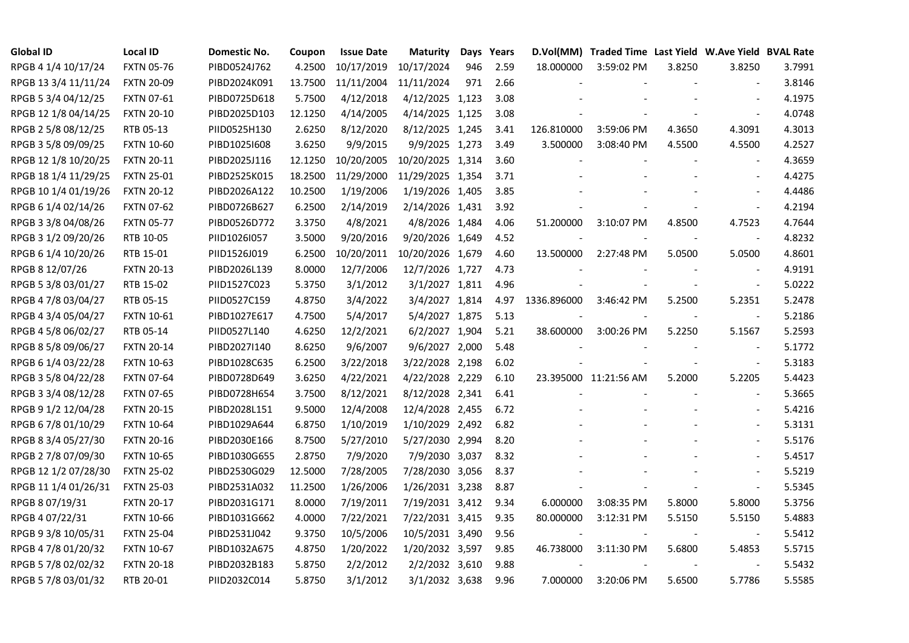| Global ID | Local ID | Domestic No. | Coupon | Issue Date | Maturity | Days | Years | D.Vol(MM) | Traded Time | Last Yield | W.Ave Yield | BVAL Rate |
|---|---|---|---|---|---|---|---|---|---|---|---|---|
| RPGB 4 1/4 10/17/24 | FXTN 05-76 | PIBD0524J762 | 4.2500 | 10/17/2019 | 10/17/2024 | 946 | 2.59 | 18.000000 | 3:59:02 PM | 3.8250 | 3.8250 | 3.7991 |
| RPGB 13 3/4 11/11/24 | FXTN 20-09 | PIBD2024K091 | 13.7500 | 11/11/2004 | 11/11/2024 | 971 | 2.66 | - | - | - | - | 3.8146 |
| RPGB 5 3/4 04/12/25 | FXTN 07-61 | PIBD0725D618 | 5.7500 | 4/12/2018 | 4/12/2025 | 1,123 | 3.08 | - | - | - | - | 4.1975 |
| RPGB 12 1/8 04/14/25 | FXTN 20-10 | PIBD2025D103 | 12.1250 | 4/14/2005 | 4/14/2025 | 1,125 | 3.08 | - | - | - | - | 4.0748 |
| RPGB 2 5/8 08/12/25 | RTB 05-13 | PIID0525H130 | 2.6250 | 8/12/2020 | 8/12/2025 | 1,245 | 3.41 | 126.810000 | 3:59:06 PM | 4.3650 | 4.3091 | 4.3013 |
| RPGB 3 5/8 09/09/25 | FXTN 10-60 | PIBD1025I608 | 3.6250 | 9/9/2015 | 9/9/2025 | 1,273 | 3.49 | 3.500000 | 3:08:40 PM | 4.5500 | 4.5500 | 4.2527 |
| RPGB 12 1/8 10/20/25 | FXTN 20-11 | PIBD2025J116 | 12.1250 | 10/20/2005 | 10/20/2025 | 1,314 | 3.60 | - | - | - | - | 4.3659 |
| RPGB 18 1/4 11/29/25 | FXTN 25-01 | PIBD2525K015 | 18.2500 | 11/29/2000 | 11/29/2025 | 1,354 | 3.71 | - | - | - | - | 4.4275 |
| RPGB 10 1/4 01/19/26 | FXTN 20-12 | PIBD2026A122 | 10.2500 | 1/19/2006 | 1/19/2026 | 1,405 | 3.85 | - | - | - | - | 4.4486 |
| RPGB 6 1/4 02/14/26 | FXTN 07-62 | PIBD0726B627 | 6.2500 | 2/14/2019 | 2/14/2026 | 1,431 | 3.92 | - | - | - | - | 4.2194 |
| RPGB 3 3/8 04/08/26 | FXTN 05-77 | PIBD0526D772 | 3.3750 | 4/8/2021 | 4/8/2026 | 1,484 | 4.06 | 51.200000 | 3:10:07 PM | 4.8500 | 4.7523 | 4.7644 |
| RPGB 3 1/2 09/20/26 | RTB 10-05 | PIID1026I057 | 3.5000 | 9/20/2016 | 9/20/2026 | 1,649 | 4.52 | - | - | - | - | 4.8232 |
| RPGB 6 1/4 10/20/26 | RTB 15-01 | PIID1526J019 | 6.2500 | 10/20/2011 | 10/20/2026 | 1,679 | 4.60 | 13.500000 | 2:27:48 PM | 5.0500 | 5.0500 | 4.8601 |
| RPGB 8 12/07/26 | FXTN 20-13 | PIBD2026L139 | 8.0000 | 12/7/2006 | 12/7/2026 | 1,727 | 4.73 | - | - | - | - | 4.9191 |
| RPGB 5 3/8 03/01/27 | RTB 15-02 | PIID1527C023 | 5.3750 | 3/1/2012 | 3/1/2027 | 1,811 | 4.96 | - | - | - | - | 5.0222 |
| RPGB 4 7/8 03/04/27 | RTB 05-15 | PIID0527C159 | 4.8750 | 3/4/2022 | 3/4/2027 | 1,814 | 4.97 | 1336.896000 | 3:46:42 PM | 5.2500 | 5.2351 | 5.2478 |
| RPGB 4 3/4 05/04/27 | FXTN 10-61 | PIBD1027E617 | 4.7500 | 5/4/2017 | 5/4/2027 | 1,875 | 5.13 | - | - | - | - | 5.2186 |
| RPGB 4 5/8 06/02/27 | RTB 05-14 | PIID0527L140 | 4.6250 | 12/2/2021 | 6/2/2027 | 1,904 | 5.21 | 38.600000 | 3:00:26 PM | 5.2250 | 5.1567 | 5.2593 |
| RPGB 8 5/8 09/06/27 | FXTN 20-14 | PIBD2027I140 | 8.6250 | 9/6/2007 | 9/6/2027 | 2,000 | 5.48 | - | - | - | - | 5.1772 |
| RPGB 6 1/4 03/22/28 | FXTN 10-63 | PIBD1028C635 | 6.2500 | 3/22/2018 | 3/22/2028 | 2,198 | 6.02 | - | - | - | - | 5.3183 |
| RPGB 3 5/8 04/22/28 | FXTN 07-64 | PIBD0728D649 | 3.6250 | 4/22/2021 | 4/22/2028 | 2,229 | 6.10 | 23.395000 | 11:21:56 AM | 5.2000 | 5.2205 | 5.4423 |
| RPGB 3 3/4 08/12/28 | FXTN 07-65 | PIBD0728H654 | 3.7500 | 8/12/2021 | 8/12/2028 | 2,341 | 6.41 | - | - | - | - | 5.3665 |
| RPGB 9 1/2 12/04/28 | FXTN 20-15 | PIBD2028L151 | 9.5000 | 12/4/2008 | 12/4/2028 | 2,455 | 6.72 | - | - | - | - | 5.4216 |
| RPGB 6 7/8 01/10/29 | FXTN 10-64 | PIBD1029A644 | 6.8750 | 1/10/2019 | 1/10/2029 | 2,492 | 6.82 | - | - | - | - | 5.3131 |
| RPGB 8 3/4 05/27/30 | FXTN 20-16 | PIBD2030E166 | 8.7500 | 5/27/2010 | 5/27/2030 | 2,994 | 8.20 | - | - | - | - | 5.5176 |
| RPGB 2 7/8 07/09/30 | FXTN 10-65 | PIBD1030G655 | 2.8750 | 7/9/2020 | 7/9/2030 | 3,037 | 8.32 | - | - | - | - | 5.4517 |
| RPGB 12 1/2 07/28/30 | FXTN 25-02 | PIBD2530G029 | 12.5000 | 7/28/2005 | 7/28/2030 | 3,056 | 8.37 | - | - | - | - | 5.5219 |
| RPGB 11 1/4 01/26/31 | FXTN 25-03 | PIBD2531A032 | 11.2500 | 1/26/2006 | 1/26/2031 | 3,238 | 8.87 | - | - | - | - | 5.5345 |
| RPGB 8 07/19/31 | FXTN 20-17 | PIBD2031G171 | 8.0000 | 7/19/2011 | 7/19/2031 | 3,412 | 9.34 | 6.000000 | 3:08:35 PM | 5.8000 | 5.8000 | 5.3756 |
| RPGB 4 07/22/31 | FXTN 10-66 | PIBD1031G662 | 4.0000 | 7/22/2021 | 7/22/2031 | 3,415 | 9.35 | 80.000000 | 3:12:31 PM | 5.5150 | 5.5150 | 5.4883 |
| RPGB 9 3/8 10/05/31 | FXTN 25-04 | PIBD2531J042 | 9.3750 | 10/5/2006 | 10/5/2031 | 3,490 | 9.56 | - | - | - | - | 5.5412 |
| RPGB 4 7/8 01/20/32 | FXTN 10-67 | PIBD1032A675 | 4.8750 | 1/20/2022 | 1/20/2032 | 3,597 | 9.85 | 46.738000 | 3:11:30 PM | 5.6800 | 5.4853 | 5.5715 |
| RPGB 5 7/8 02/02/32 | FXTN 20-18 | PIBD2032B183 | 5.8750 | 2/2/2012 | 2/2/2032 | 3,610 | 9.88 | - | - | - | - | 5.5432 |
| RPGB 5 7/8 03/01/32 | RTB 20-01 | PIID2032C014 | 5.8750 | 3/1/2012 | 3/1/2032 | 3,638 | 9.96 | 7.000000 | 3:20:06 PM | 5.6500 | 5.7786 | 5.5585 |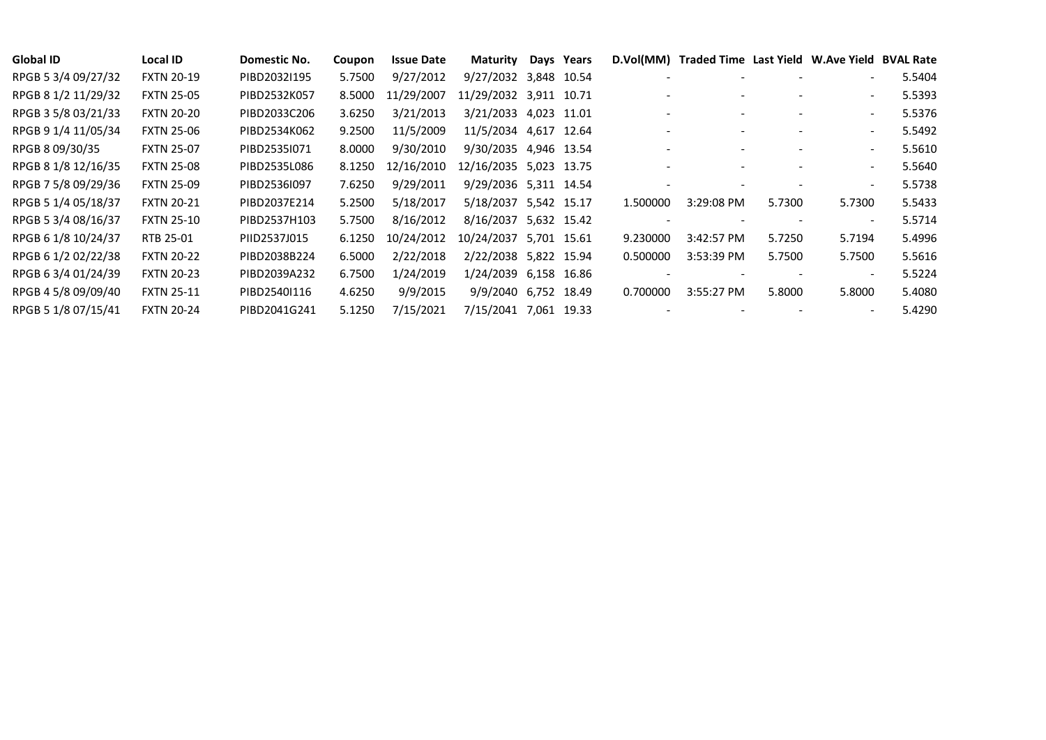| Global ID | Local ID | Domestic No. | Coupon | Issue Date | Maturity | Days | Years | D.Vol(MM) | Traded Time | Last Yield | W.Ave Yield | BVAL Rate |
|---|---|---|---|---|---|---|---|---|---|---|---|---|
| RPGB 5 3/4 09/27/32 | FXTN 20-19 | PIBD2032I195 | 5.7500 | 9/27/2012 | 9/27/2032 | 3,848 | 10.54 | - | - | - | - | 5.5404 |
| RPGB 8 1/2 11/29/32 | FXTN 25-05 | PIBD2532K057 | 8.5000 | 11/29/2007 | 11/29/2032 | 3,911 | 10.71 | - | - | - | - | 5.5393 |
| RPGB 3 5/8 03/21/33 | FXTN 20-20 | PIBD2033C206 | 3.6250 | 3/21/2013 | 3/21/2033 | 4,023 | 11.01 | - | - | - | - | 5.5376 |
| RPGB 9 1/4 11/05/34 | FXTN 25-06 | PIBD2534K062 | 9.2500 | 11/5/2009 | 11/5/2034 | 4,617 | 12.64 | - | - | - | - | 5.5492 |
| RPGB 8 09/30/35 | FXTN 25-07 | PIBD2535I071 | 8.0000 | 9/30/2010 | 9/30/2035 | 4,946 | 13.54 | - | - | - | - | 5.5610 |
| RPGB 8 1/8 12/16/35 | FXTN 25-08 | PIBD2535L086 | 8.1250 | 12/16/2010 | 12/16/2035 | 5,023 | 13.75 | - | - | - | - | 5.5640 |
| RPGB 7 5/8 09/29/36 | FXTN 25-09 | PIBD2536I097 | 7.6250 | 9/29/2011 | 9/29/2036 | 5,311 | 14.54 | - | - | - | - | 5.5738 |
| RPGB 5 1/4 05/18/37 | FXTN 20-21 | PIBD2037E214 | 5.2500 | 5/18/2017 | 5/18/2037 | 5,542 | 15.17 | 1.500000 | 3:29:08 PM | 5.7300 | 5.7300 | 5.5433 |
| RPGB 5 3/4 08/16/37 | FXTN 25-10 | PIBD2537H103 | 5.7500 | 8/16/2012 | 8/16/2037 | 5,632 | 15.42 | - | - | - | - | 5.5714 |
| RPGB 6 1/8 10/24/37 | RTB 25-01 | PIID2537J015 | 6.1250 | 10/24/2012 | 10/24/2037 | 5,701 | 15.61 | 9.230000 | 3:42:57 PM | 5.7250 | 5.7194 | 5.4996 |
| RPGB 6 1/2 02/22/38 | FXTN 20-22 | PIBD2038B224 | 6.5000 | 2/22/2018 | 2/22/2038 | 5,822 | 15.94 | 0.500000 | 3:53:39 PM | 5.7500 | 5.7500 | 5.5616 |
| RPGB 6 3/4 01/24/39 | FXTN 20-23 | PIBD2039A232 | 6.7500 | 1/24/2019 | 1/24/2039 | 6,158 | 16.86 | - | - | - | - | 5.5224 |
| RPGB 4 5/8 09/09/40 | FXTN 25-11 | PIBD2540I116 | 4.6250 | 9/9/2015 | 9/9/2040 | 6,752 | 18.49 | 0.700000 | 3:55:27 PM | 5.8000 | 5.8000 | 5.4080 |
| RPGB 5 1/8 07/15/41 | FXTN 20-24 | PIBD2041G241 | 5.1250 | 7/15/2021 | 7/15/2041 | 7,061 | 19.33 | - | - | - | - | 5.4290 |